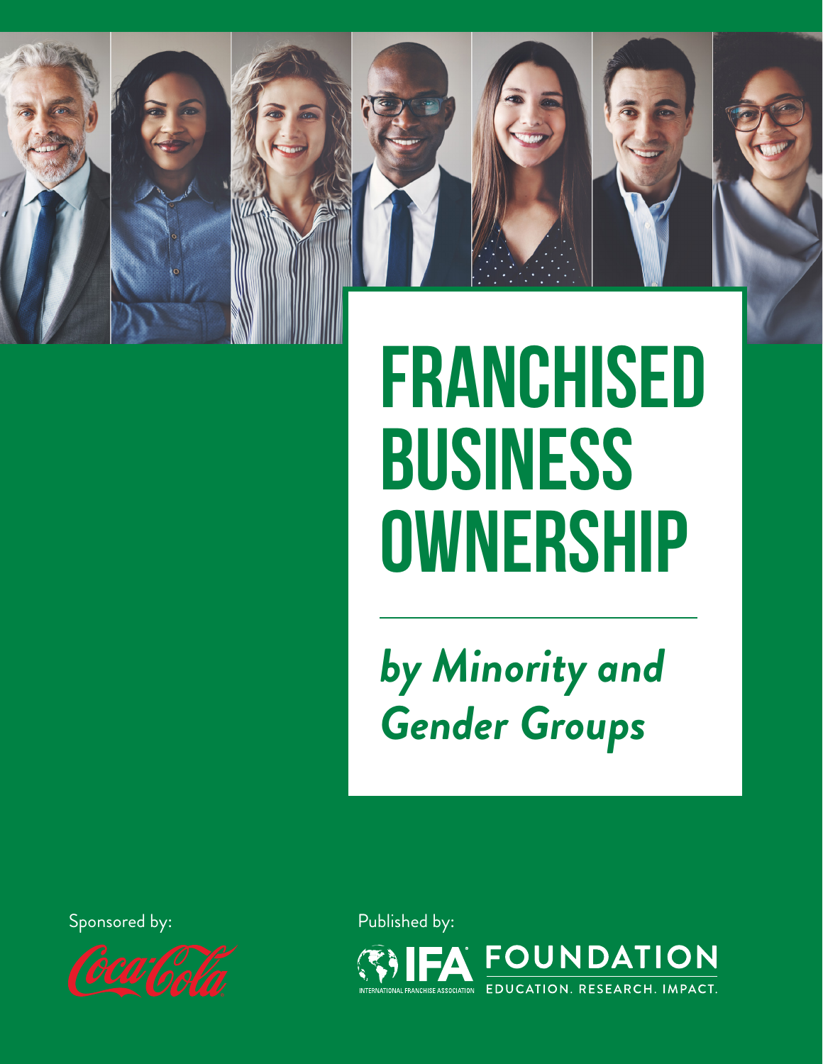# FRANCHISED BUSINESS OWNERSHIP

## *by Minority and Gender Groups*

Sponsored by:

Coca-Cola

Published by:

IFA FOUNDATION

INTERNATIONAL FRANCHISE ASSOCIATION

EDUCATION. RESEARCH. IMPACT.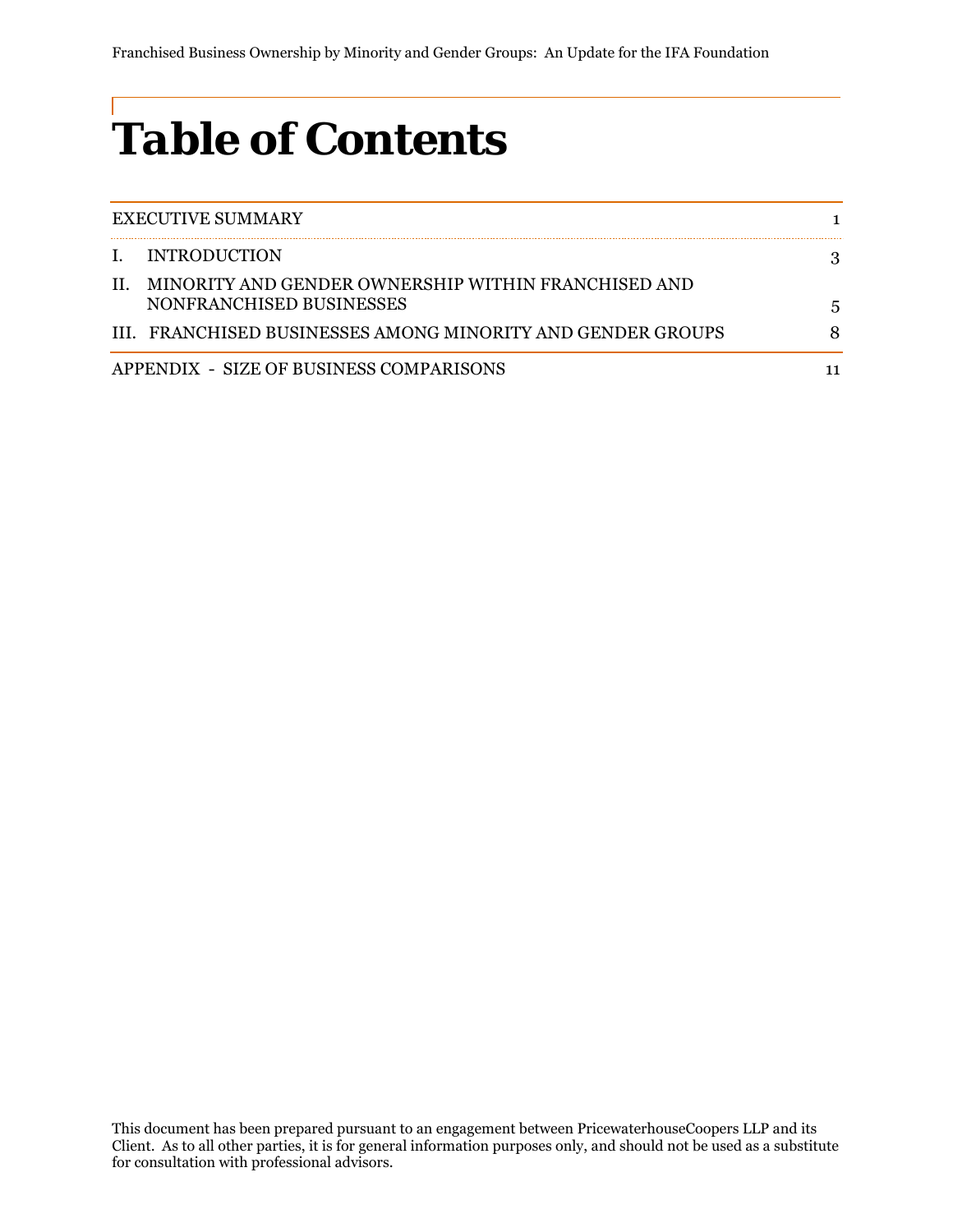# Table of Contents

| | |
|---|---|
| EXECUTIVE SUMMARY | 1 |
| I. INTRODUCTION | 3 |
| II. MINORITY AND GENDER OWNERSHIP WITHIN FRANCHISED AND NONFRANCHISED BUSINESSES | 5 |
| III. FRANCHISED BUSINESSES AMONG MINORITY AND GENDER GROUPS | 8 |
| APPENDIX - SIZE OF BUSINESS COMPARISONS | 11 |

This document has been prepared pursuant to an engagement between PricewaterhouseCoopers LLP and its Client. As to all other parties, it is for general information purposes only, and should not be used as a substitute for consultation with professional advisors.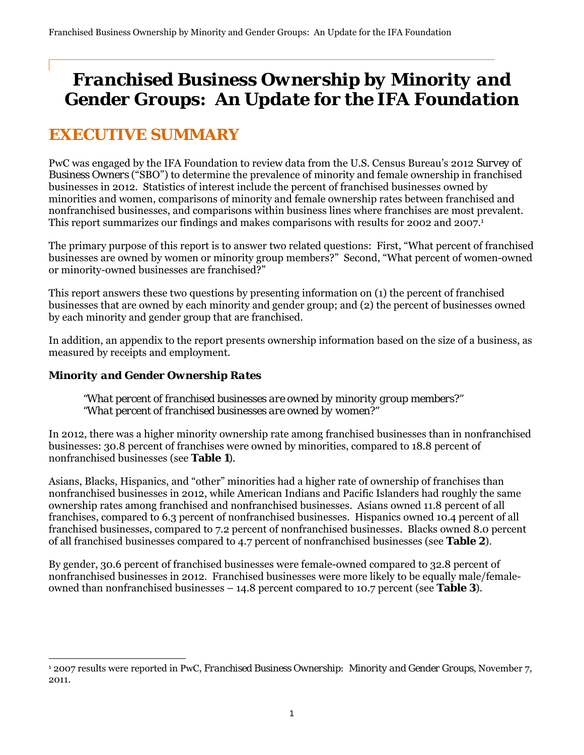# Franchised Business Ownership by Minority and Gender Groups: An Update for the IFA Foundation

## EXECUTIVE SUMMARY

PwC was engaged by the IFA Foundation to review data from the U.S. Census Bureau's 2012 *Survey of Business Owners* ("SBO") to determine the prevalence of minority and female ownership in franchised businesses in 2012. Statistics of interest include the percent of franchised businesses owned by minorities and women, comparisons of minority and female ownership rates between franchised and nonfranchised businesses, and comparisons within business lines where franchises are most prevalent. This report summarizes our findings and makes comparisons with results for 2002 and 2007.[1]

The primary purpose of this report is to answer two related questions: First, "What percent of franchised businesses are owned by women or minority group members?" Second, "What percent of women-owned or minority-owned businesses are franchised?"

This report answers these two questions by presenting information on (1) the percent of franchised businesses that are owned by each minority and gender group; and (2) the percent of businesses owned by each minority and gender group that are franchised.

In addition, an appendix to the report presents ownership information based on the size of a business, as measured by receipts and employment.

### Minority and Gender Ownership Rates

> *"What percent of franchised businesses are owned by minority group members?"*
> *"What percent of franchised businesses are owned by women?"*

In 2012, there was a higher minority ownership rate among franchised businesses than in nonfranchised businesses: 30.8 percent of franchises were owned by minorities, compared to 18.8 percent of nonfranchised businesses (see **Table 1**).

Asians, Blacks, Hispanics, and "other" minorities had a higher rate of ownership of franchises than nonfranchised businesses in 2012, while American Indians and Pacific Islanders had roughly the same ownership rates among franchised and nonfranchised businesses. Asians owned 11.8 percent of all franchises, compared to 6.3 percent of nonfranchised businesses. Hispanics owned 10.4 percent of all franchised businesses, compared to 7.2 percent of nonfranchised businesses. Blacks owned 8.0 percent of all franchised businesses compared to 4.7 percent of nonfranchised businesses (see **Table 2**).

By gender, 30.6 percent of franchised businesses were female-owned compared to 32.8 percent of nonfranchised businesses in 2012. Franchised businesses were more likely to be equally male/female-owned than nonfranchised businesses – 14.8 percent compared to 10.7 percent (see **Table 3**).

---

[1] 2007 results were reported in PwC, *Franchised Business Ownership: Minority and Gender Groups*, November 7, 2011.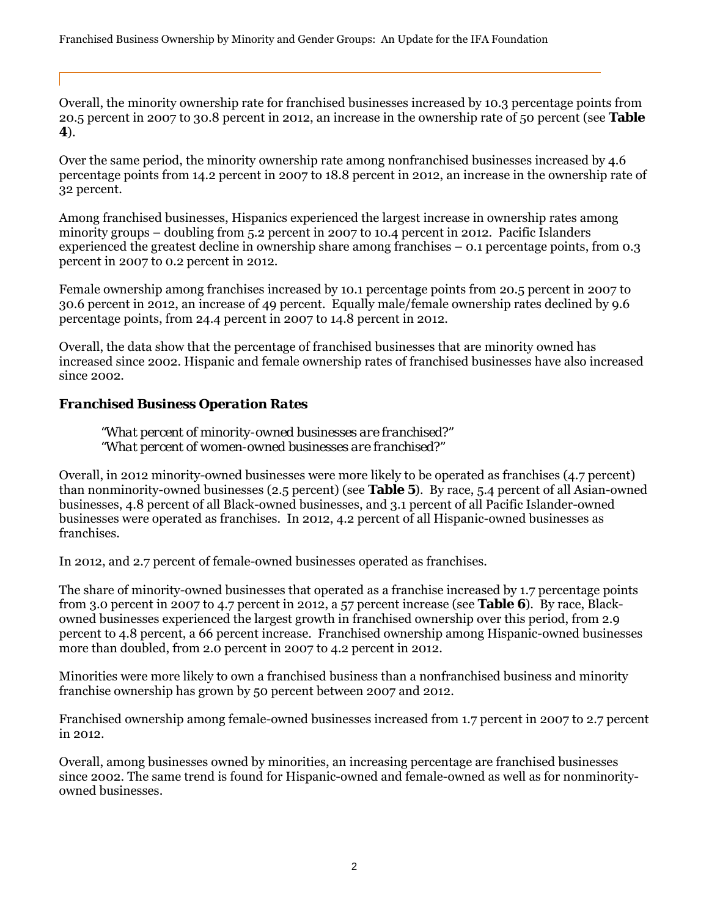Overall, the minority ownership rate for franchised businesses increased by 10.3 percentage points from 20.5 percent in 2007 to 30.8 percent in 2012, an increase in the ownership rate of 50 percent (see **Table 4**).

Over the same period, the minority ownership rate among nonfranchised businesses increased by 4.6 percentage points from 14.2 percent in 2007 to 18.8 percent in 2012, an increase in the ownership rate of 32 percent.

Among franchised businesses, Hispanics experienced the largest increase in ownership rates among minority groups – doubling from 5.2 percent in 2007 to 10.4 percent in 2012. Pacific Islanders experienced the greatest decline in ownership share among franchises – 0.1 percentage points, from 0.3 percent in 2007 to 0.2 percent in 2012.

Female ownership among franchises increased by 10.1 percentage points from 20.5 percent in 2007 to 30.6 percent in 2012, an increase of 49 percent. Equally male/female ownership rates declined by 9.6 percentage points, from 24.4 percent in 2007 to 14.8 percent in 2012.

Overall, the data show that the percentage of franchised businesses that are minority owned has increased since 2002. Hispanic and female ownership rates of franchised businesses have also increased since 2002.

### *Franchised Business Operation Rates*

> *"What percent of minority-owned businesses are franchised?"*
> *"What percent of women-owned businesses are franchised?"*

Overall, in 2012 minority-owned businesses were more likely to be operated as franchises (4.7 percent) than nonminority-owned businesses (2.5 percent) (see **Table 5**). By race, 5.4 percent of all Asian-owned businesses, 4.8 percent of all Black-owned businesses, and 3.1 percent of all Pacific Islander-owned businesses were operated as franchises. In 2012, 4.2 percent of all Hispanic-owned businesses as franchises.

In 2012, and 2.7 percent of female-owned businesses operated as franchises.

The share of minority-owned businesses that operated as a franchise increased by 1.7 percentage points from 3.0 percent in 2007 to 4.7 percent in 2012, a 57 percent increase (see **Table 6**). By race, Black-owned businesses experienced the largest growth in franchised ownership over this period, from 2.9 percent to 4.8 percent, a 66 percent increase. Franchised ownership among Hispanic-owned businesses more than doubled, from 2.0 percent in 2007 to 4.2 percent in 2012.

Minorities were more likely to own a franchised business than a nonfranchised business and minority franchise ownership has grown by 50 percent between 2007 and 2012.

Franchised ownership among female-owned businesses increased from 1.7 percent in 2007 to 2.7 percent in 2012.

Overall, among businesses owned by minorities, an increasing percentage are franchised businesses since 2002. The same trend is found for Hispanic-owned and female-owned as well as for nonminority-owned businesses.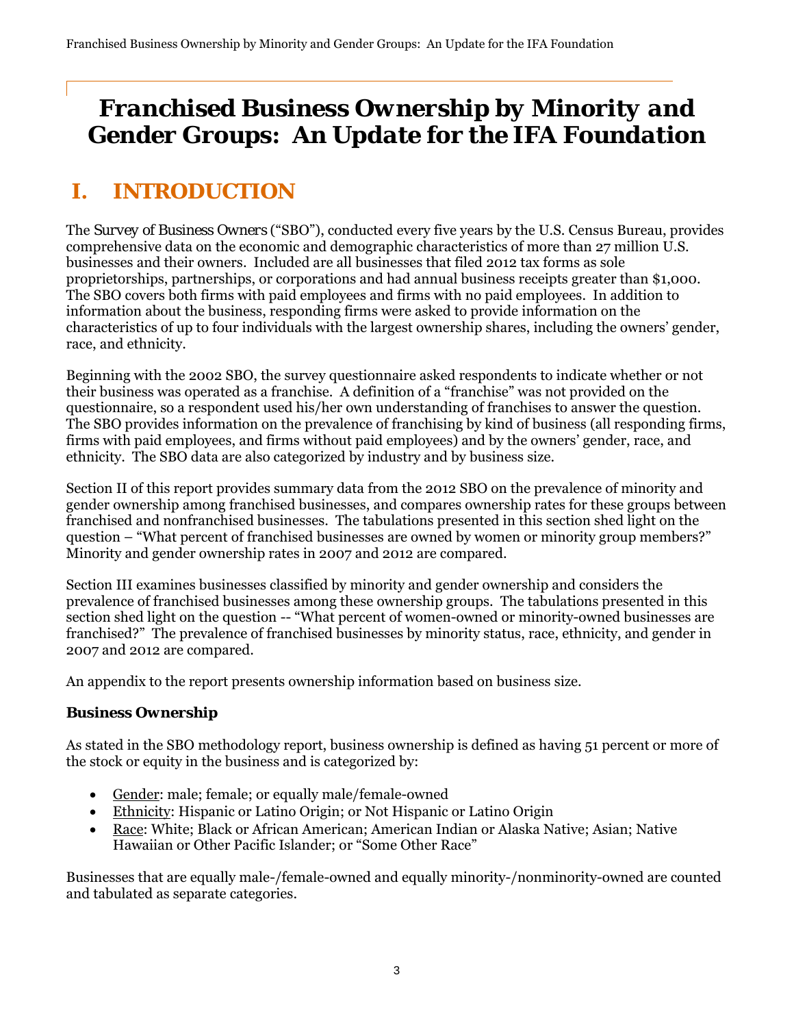# Franchised Business Ownership by Minority and Gender Groups: An Update for the IFA Foundation

## I. INTRODUCTION

The *Survey of Business Owners* ("SBO"), conducted every five years by the U.S. Census Bureau, provides comprehensive data on the economic and demographic characteristics of more than 27 million U.S. businesses and their owners. Included are all businesses that filed 2012 tax forms as sole proprietorships, partnerships, or corporations and had annual business receipts greater than $1,000. The SBO covers both firms with paid employees and firms with no paid employees. In addition to information about the business, responding firms were asked to provide information on the characteristics of up to four individuals with the largest ownership shares, including the owners' gender, race, and ethnicity.

Beginning with the 2002 SBO, the survey questionnaire asked respondents to indicate whether or not their business was operated as a franchise. A definition of a "franchise" was not provided on the questionnaire, so a respondent used his/her own understanding of franchises to answer the question. The SBO provides information on the prevalence of franchising by kind of business (all responding firms, firms with paid employees, and firms without paid employees) and by the owners' gender, race, and ethnicity. The SBO data are also categorized by industry and by business size.

Section II of this report provides summary data from the 2012 SBO on the prevalence of minority and gender ownership among franchised businesses, and compares ownership rates for these groups between franchised and nonfranchised businesses. The tabulations presented in this section shed light on the question – "What percent of franchised businesses are owned by women or minority group members?" Minority and gender ownership rates in 2007 and 2012 are compared.

Section III examines businesses classified by minority and gender ownership and considers the prevalence of franchised businesses among these ownership groups. The tabulations presented in this section shed light on the question -- "What percent of women-owned or minority-owned businesses are franchised?" The prevalence of franchised businesses by minority status, race, ethnicity, and gender in 2007 and 2012 are compared.

An appendix to the report presents ownership information based on business size.

### Business Ownership

As stated in the SBO methodology report, business ownership is defined as having 51 percent or more of the stock or equity in the business and is categorized by:

- Gender: male; female; or equally male/female-owned
- Ethnicity: Hispanic or Latino Origin; or Not Hispanic or Latino Origin
- Race: White; Black or African American; American Indian or Alaska Native; Asian; Native Hawaiian or Other Pacific Islander; or "Some Other Race"

Businesses that are equally male-/female-owned and equally minority-/nonminority-owned are counted and tabulated as separate categories.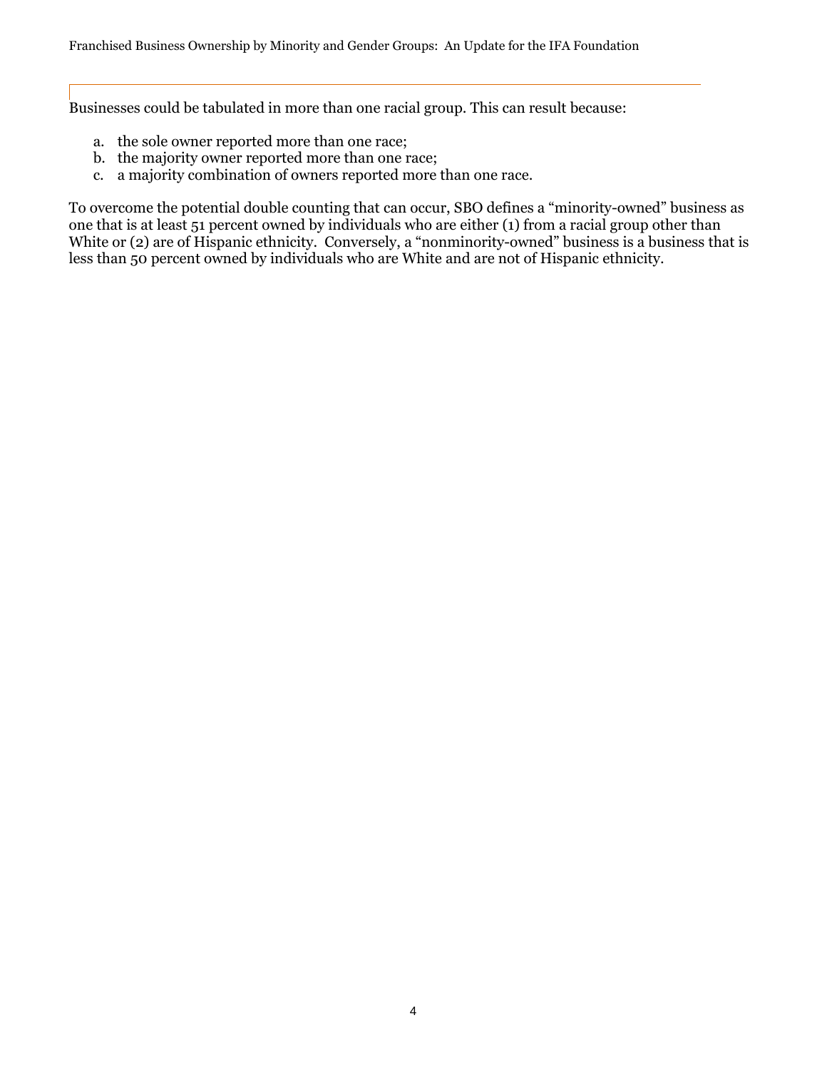Businesses could be tabulated in more than one racial group. This can result because:

a. the sole owner reported more than one race;
b. the majority owner reported more than one race;
c. a majority combination of owners reported more than one race.

To overcome the potential double counting that can occur, SBO defines a "minority-owned" business as one that is at least 51 percent owned by individuals who are either (1) from a racial group other than White or (2) are of Hispanic ethnicity. Conversely, a "nonminority-owned" business is a business that is less than 50 percent owned by individuals who are White and are not of Hispanic ethnicity.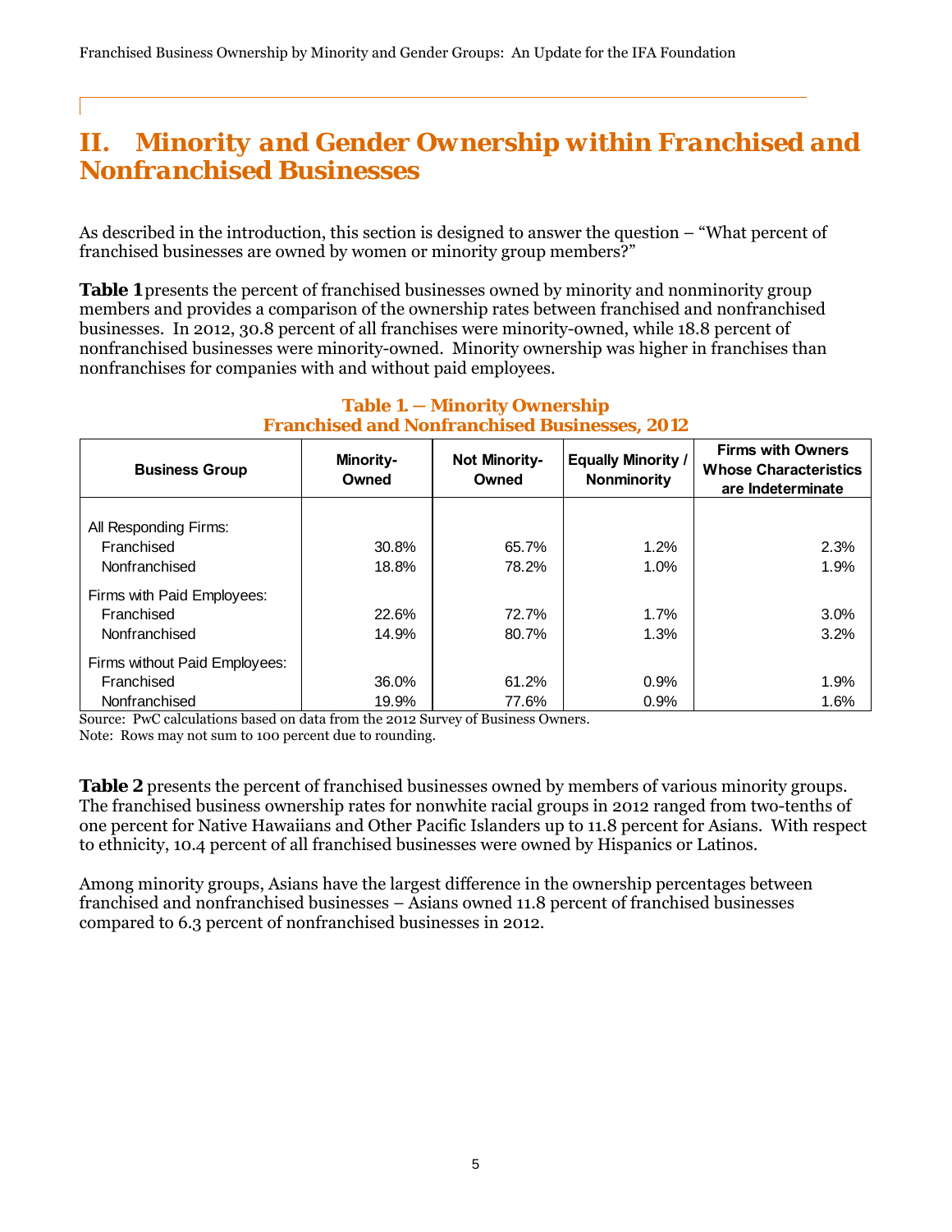## II. Minority and Gender Ownership within Franchised and Nonfranchised Businesses

As described in the introduction, this section is designed to answer the question – "What percent of franchised businesses are owned by women or minority group members?"

**Table 1** presents the percent of franchised businesses owned by minority and nonminority group members and provides a comparison of the ownership rates between franchised and nonfranchised businesses. In 2012, 30.8 percent of all franchises were minority-owned, while 18.8 percent of nonfranchised businesses were minority-owned. Minority ownership was higher in franchises than nonfranchises for companies with and without paid employees.

**Table 1. — Minority Ownership**
**Franchised and Nonfranchised Businesses, 2012**

| Business Group | Minority-Owned | Not Minority-Owned | Equally Minority / Nonminority | Firms with Owners Whose Characteristics are Indeterminate |
|---|---|---|---|---|
| All Responding Firms: | | | | |
| Franchised | 30.8% | 65.7% | 1.2% | 2.3% |
| Nonfranchised | 18.8% | 78.2% | 1.0% | 1.9% |
| Firms with Paid Employees: | | | | |
| Franchised | 22.6% | 72.7% | 1.7% | 3.0% |
| Nonfranchised | 14.9% | 80.7% | 1.3% | 3.2% |
| Firms without Paid Employees: | | | | |
| Franchised | 36.0% | 61.2% | 0.9% | 1.9% |
| Nonfranchised | 19.9% | 77.6% | 0.9% | 1.6% |

Source: PwC calculations based on data from the 2012 Survey of Business Owners.
Note: Rows may not sum to 100 percent due to rounding.

**Table 2** presents the percent of franchised businesses owned by members of various minority groups. The franchised business ownership rates for nonwhite racial groups in 2012 ranged from two-tenths of one percent for Native Hawaiians and Other Pacific Islanders up to 11.8 percent for Asians. With respect to ethnicity, 10.4 percent of all franchised businesses were owned by Hispanics or Latinos.

Among minority groups, Asians have the largest difference in the ownership percentages between franchised and nonfranchised businesses – Asians owned 11.8 percent of franchised businesses compared to 6.3 percent of nonfranchised businesses in 2012.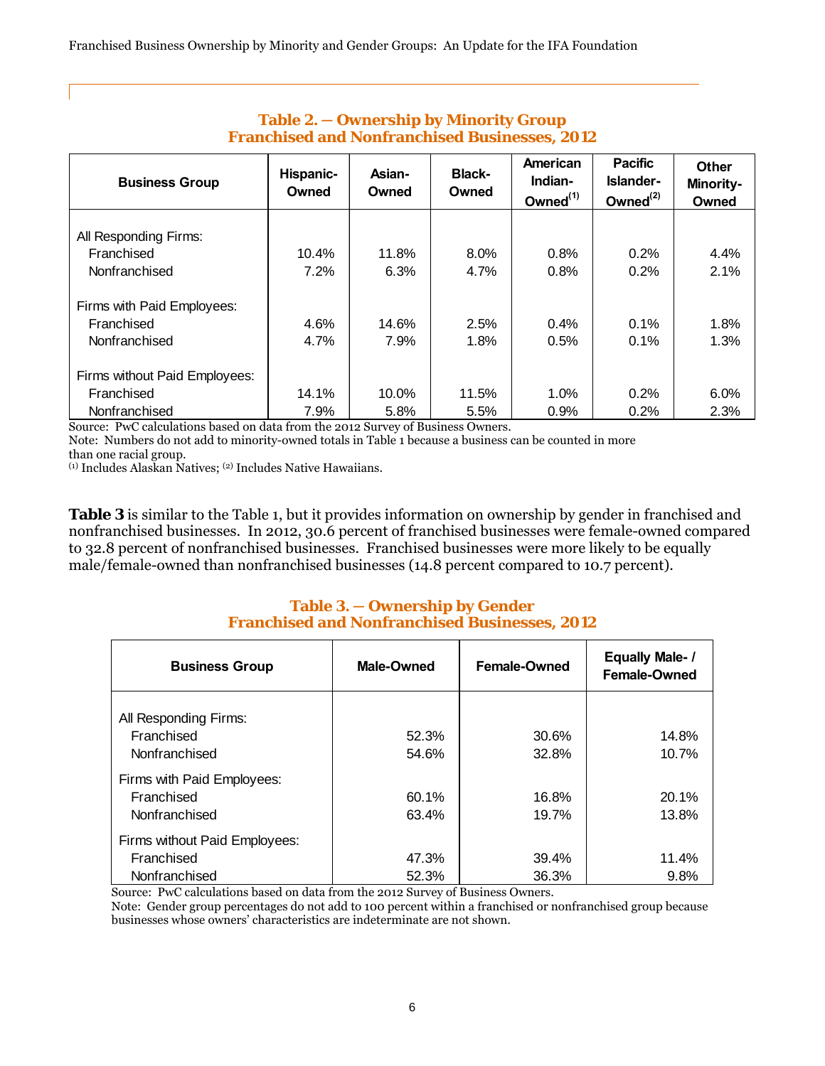**Table 2. — Ownership by Minority Group**
**Franchised and Nonfranchised Businesses, 2012**

| Business Group | Hispanic-Owned | Asian-Owned | Black-Owned | American Indian-Owned[1] | Pacific Islander-Owned[2] | Other Minority-Owned |
|---|---|---|---|---|---|---|
| All Responding Firms: | | | | | | |
| Franchised | 10.4% | 11.8% | 8.0% | 0.8% | 0.2% | 4.4% |
| Nonfranchised | 7.2% | 6.3% | 4.7% | 0.8% | 0.2% | 2.1% |
| Firms with Paid Employees: | | | | | | |
| Franchised | 4.6% | 14.6% | 2.5% | 0.4% | 0.1% | 1.8% |
| Nonfranchised | 4.7% | 7.9% | 1.8% | 0.5% | 0.1% | 1.3% |
| Firms without Paid Employees: | | | | | | |
| Franchised | 14.1% | 10.0% | 11.5% | 1.0% | 0.2% | 6.0% |
| Nonfranchised | 7.9% | 5.8% | 5.5% | 0.9% | 0.2% | 2.3% |

Source: PwC calculations based on data from the 2012 Survey of Business Owners.
Note: Numbers do not add to minority-owned totals in Table 1 because a business can be counted in more than one racial group.
[1] Includes Alaskan Natives; [2] Includes Native Hawaiians.

**Table 3** is similar to the Table 1, but it provides information on ownership by gender in franchised and nonfranchised businesses. In 2012, 30.6 percent of franchised businesses were female-owned compared to 32.8 percent of nonfranchised businesses. Franchised businesses were more likely to be equally male/female-owned than nonfranchised businesses (14.8 percent compared to 10.7 percent).

**Table 3. — Ownership by Gender**
**Franchised and Nonfranchised Businesses, 2012**

| Business Group | Male-Owned | Female-Owned | Equally Male- / Female-Owned |
|---|---|---|---|
| All Responding Firms: | | | |
| Franchised | 52.3% | 30.6% | 14.8% |
| Nonfranchised | 54.6% | 32.8% | 10.7% |
| Firms with Paid Employees: | | | |
| Franchised | 60.1% | 16.8% | 20.1% |
| Nonfranchised | 63.4% | 19.7% | 13.8% |
| Firms without Paid Employees: | | | |
| Franchised | 47.3% | 39.4% | 11.4% |
| Nonfranchised | 52.3% | 36.3% | 9.8% |

Source: PwC calculations based on data from the 2012 Survey of Business Owners.
Note: Gender group percentages do not add to 100 percent within a franchised or nonfranchised group because businesses whose owners' characteristics are indeterminate are not shown.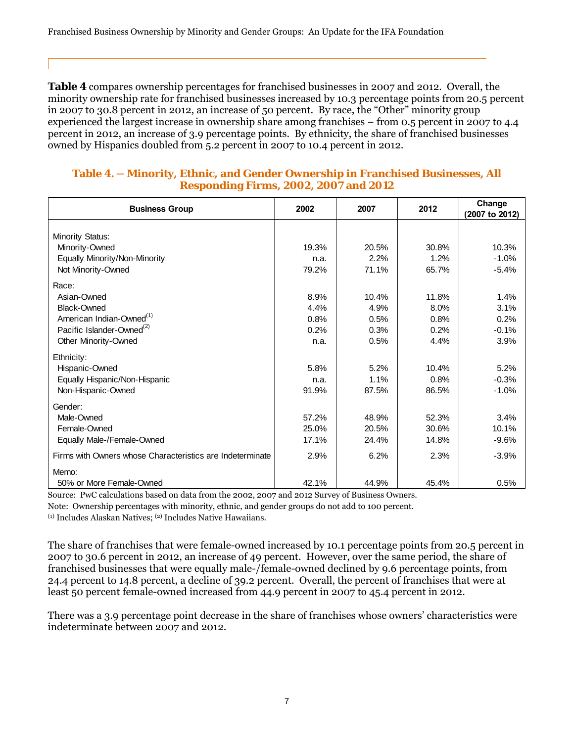**Table 4** compares ownership percentages for franchised businesses in 2007 and 2012. Overall, the minority ownership rate for franchised businesses increased by 10.3 percentage points from 20.5 percent in 2007 to 30.8 percent in 2012, an increase of 50 percent. By race, the "Other" minority group experienced the largest increase in ownership share among franchises – from 0.5 percent in 2007 to 4.4 percent in 2012, an increase of 3.9 percentage points. By ethnicity, the share of franchised businesses owned by Hispanics doubled from 5.2 percent in 2007 to 10.4 percent in 2012.

**Table 4. — Minority, Ethnic, and Gender Ownership in Franchised Businesses, All Responding Firms, 2002, 2007 and 2012**

| Business Group | 2002 | 2007 | 2012 | Change (2007 to 2012) |
|---|---|---|---|---|
| Minority Status: | | | | |
| Minority-Owned | 19.3% | 20.5% | 30.8% | 10.3% |
| Equally Minority/Non-Minority | n.a. | 2.2% | 1.2% | -1.0% |
| Not Minority-Owned | 79.2% | 71.1% | 65.7% | -5.4% |
| Race: | | | | |
| Asian-Owned | 8.9% | 10.4% | 11.8% | 1.4% |
| Black-Owned | 4.4% | 4.9% | 8.0% | 3.1% |
| American Indian-Owned(1) | 0.8% | 0.5% | 0.8% | 0.2% |
| Pacific Islander-Owned(2) | 0.2% | 0.3% | 0.2% | -0.1% |
| Other Minority-Owned | n.a. | 0.5% | 4.4% | 3.9% |
| Ethnicity: | | | | |
| Hispanic-Owned | 5.8% | 5.2% | 10.4% | 5.2% |
| Equally Hispanic/Non-Hispanic | n.a. | 1.1% | 0.8% | -0.3% |
| Non-Hispanic-Owned | 91.9% | 87.5% | 86.5% | -1.0% |
| Gender: | | | | |
| Male-Owned | 57.2% | 48.9% | 52.3% | 3.4% |
| Female-Owned | 25.0% | 20.5% | 30.6% | 10.1% |
| Equally Male-/Female-Owned | 17.1% | 24.4% | 14.8% | -9.6% |
| Firms with Owners whose Characteristics are Indeterminate | 2.9% | 6.2% | 2.3% | -3.9% |
| Memo: | | | | |
| 50% or More Female-Owned | 42.1% | 44.9% | 45.4% | 0.5% |

Source: PwC calculations based on data from the 2002, 2007 and 2012 Survey of Business Owners.

Note: Ownership percentages with minority, ethnic, and gender groups do not add to 100 percent.

(1) Includes Alaskan Natives; (2) Includes Native Hawaiians.

The share of franchises that were female-owned increased by 10.1 percentage points from 20.5 percent in 2007 to 30.6 percent in 2012, an increase of 49 percent. However, over the same period, the share of franchised businesses that were equally male-/female-owned declined by 9.6 percentage points, from 24.4 percent to 14.8 percent, a decline of 39.2 percent. Overall, the percent of franchises that were at least 50 percent female-owned increased from 44.9 percent in 2007 to 45.4 percent in 2012.

There was a 3.9 percentage point decrease in the share of franchises whose owners' characteristics were indeterminate between 2007 and 2012.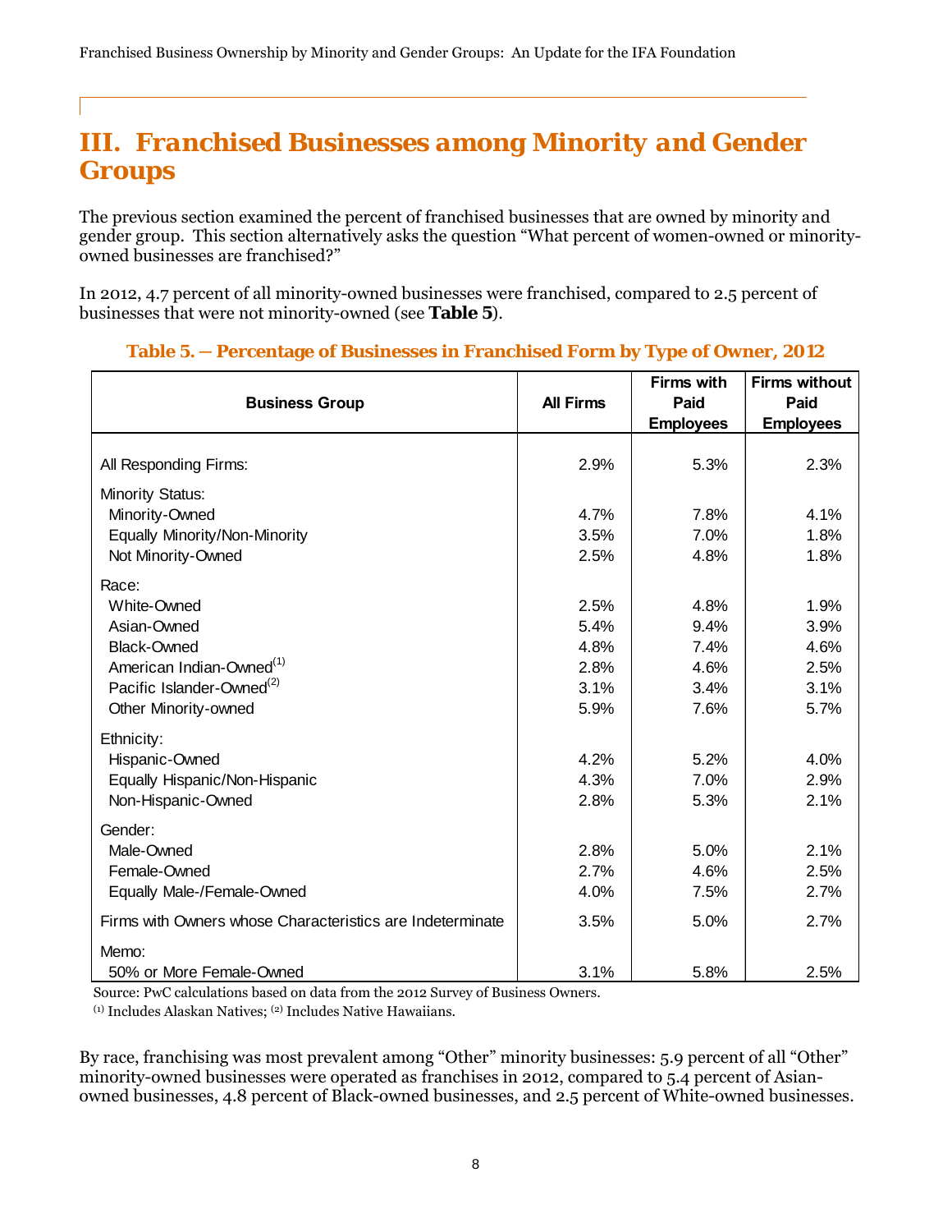## III. Franchised Businesses among Minority and Gender Groups

The previous section examined the percent of franchised businesses that are owned by minority and gender group. This section alternatively asks the question "What percent of women-owned or minority-owned businesses are franchised?"

In 2012, 4.7 percent of all minority-owned businesses were franchised, compared to 2.5 percent of businesses that were not minority-owned (see **Table 5**).

**Table 5. — Percentage of Businesses in Franchised Form by Type of Owner, 2012**

| Business Group | All Firms | Firms with Paid Employees | Firms without Paid Employees |
|---|---|---|---|
| All Responding Firms: | 2.9% | 5.3% | 2.3% |
| Minority Status: | | | |
| Minority-Owned | 4.7% | 7.8% | 4.1% |
| Equally Minority/Non-Minority | 3.5% | 7.0% | 1.8% |
| Not Minority-Owned | 2.5% | 4.8% | 1.8% |
| Race: | | | |
| White-Owned | 2.5% | 4.8% | 1.9% |
| Asian-Owned | 5.4% | 9.4% | 3.9% |
| Black-Owned | 4.8% | 7.4% | 4.6% |
| American Indian-Owned(1) | 2.8% | 4.6% | 2.5% |
| Pacific Islander-Owned(2) | 3.1% | 3.4% | 3.1% |
| Other Minority-owned | 5.9% | 7.6% | 5.7% |
| Ethnicity: | | | |
| Hispanic-Owned | 4.2% | 5.2% | 4.0% |
| Equally Hispanic/Non-Hispanic | 4.3% | 7.0% | 2.9% |
| Non-Hispanic-Owned | 2.8% | 5.3% | 2.1% |
| Gender: | | | |
| Male-Owned | 2.8% | 5.0% | 2.1% |
| Female-Owned | 2.7% | 4.6% | 2.5% |
| Equally Male-/Female-Owned | 4.0% | 7.5% | 2.7% |
| Firms with Owners whose Characteristics are Indeterminate | 3.5% | 5.0% | 2.7% |
| Memo: | | | |
| 50% or More Female-Owned | 3.1% | 5.8% | 2.5% |

Source: PwC calculations based on data from the 2012 Survey of Business Owners.

(1) Includes Alaskan Natives; (2) Includes Native Hawaiians.

By race, franchising was most prevalent among "Other" minority businesses: 5.9 percent of all "Other" minority-owned businesses were operated as franchises in 2012, compared to 5.4 percent of Asian-owned businesses, 4.8 percent of Black-owned businesses, and 2.5 percent of White-owned businesses.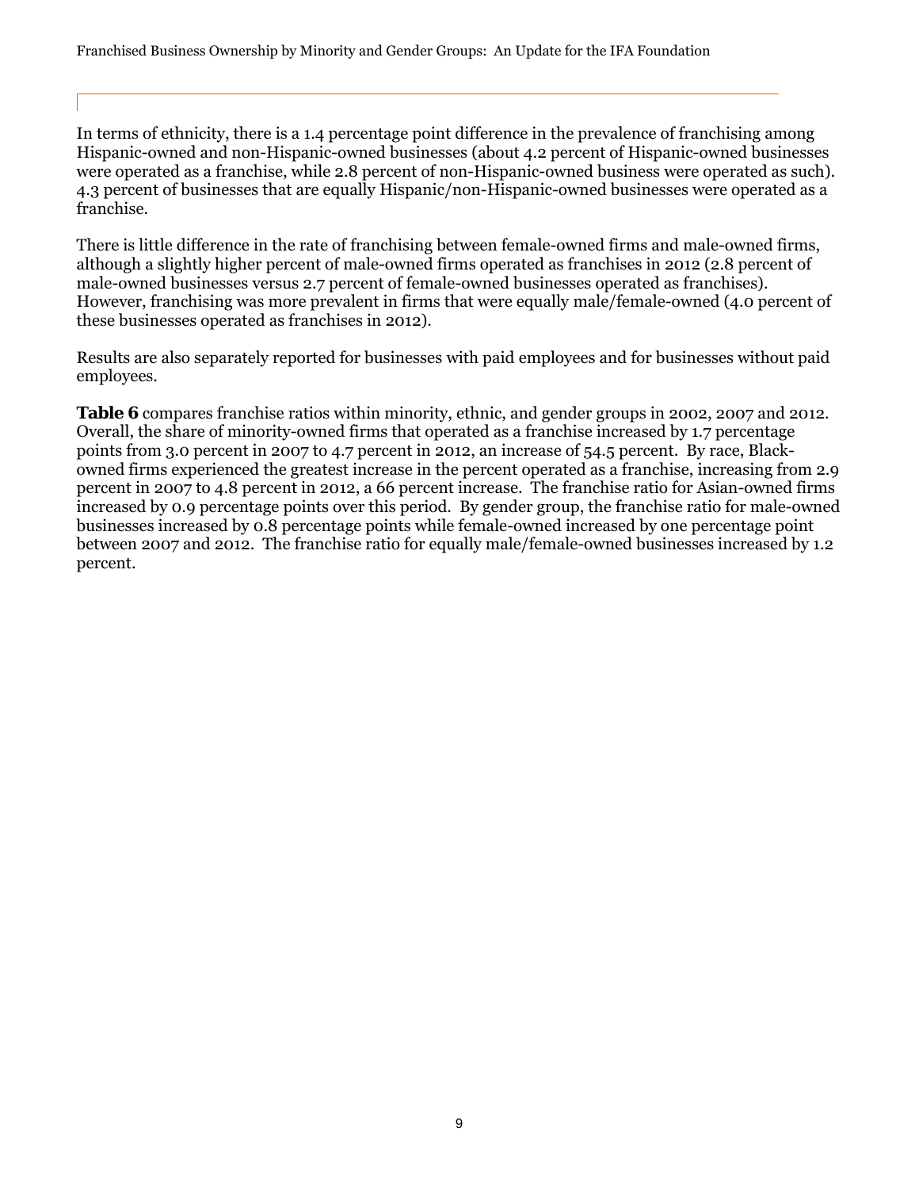In terms of ethnicity, there is a 1.4 percentage point difference in the prevalence of franchising among Hispanic-owned and non-Hispanic-owned businesses (about 4.2 percent of Hispanic-owned businesses were operated as a franchise, while 2.8 percent of non-Hispanic-owned business were operated as such). 4.3 percent of businesses that are equally Hispanic/non-Hispanic-owned businesses were operated as a franchise.

There is little difference in the rate of franchising between female-owned firms and male-owned firms, although a slightly higher percent of male-owned firms operated as franchises in 2012 (2.8 percent of male-owned businesses versus 2.7 percent of female-owned businesses operated as franchises). However, franchising was more prevalent in firms that were equally male/female-owned (4.0 percent of these businesses operated as franchises in 2012).

Results are also separately reported for businesses with paid employees and for businesses without paid employees.

**Table 6** compares franchise ratios within minority, ethnic, and gender groups in 2002, 2007 and 2012. Overall, the share of minority-owned firms that operated as a franchise increased by 1.7 percentage points from 3.0 percent in 2007 to 4.7 percent in 2012, an increase of 54.5 percent. By race, Black-owned firms experienced the greatest increase in the percent operated as a franchise, increasing from 2.9 percent in 2007 to 4.8 percent in 2012, a 66 percent increase. The franchise ratio for Asian-owned firms increased by 0.9 percentage points over this period. By gender group, the franchise ratio for male-owned businesses increased by 0.8 percentage points while female-owned increased by one percentage point between 2007 and 2012. The franchise ratio for equally male/female-owned businesses increased by 1.2 percent.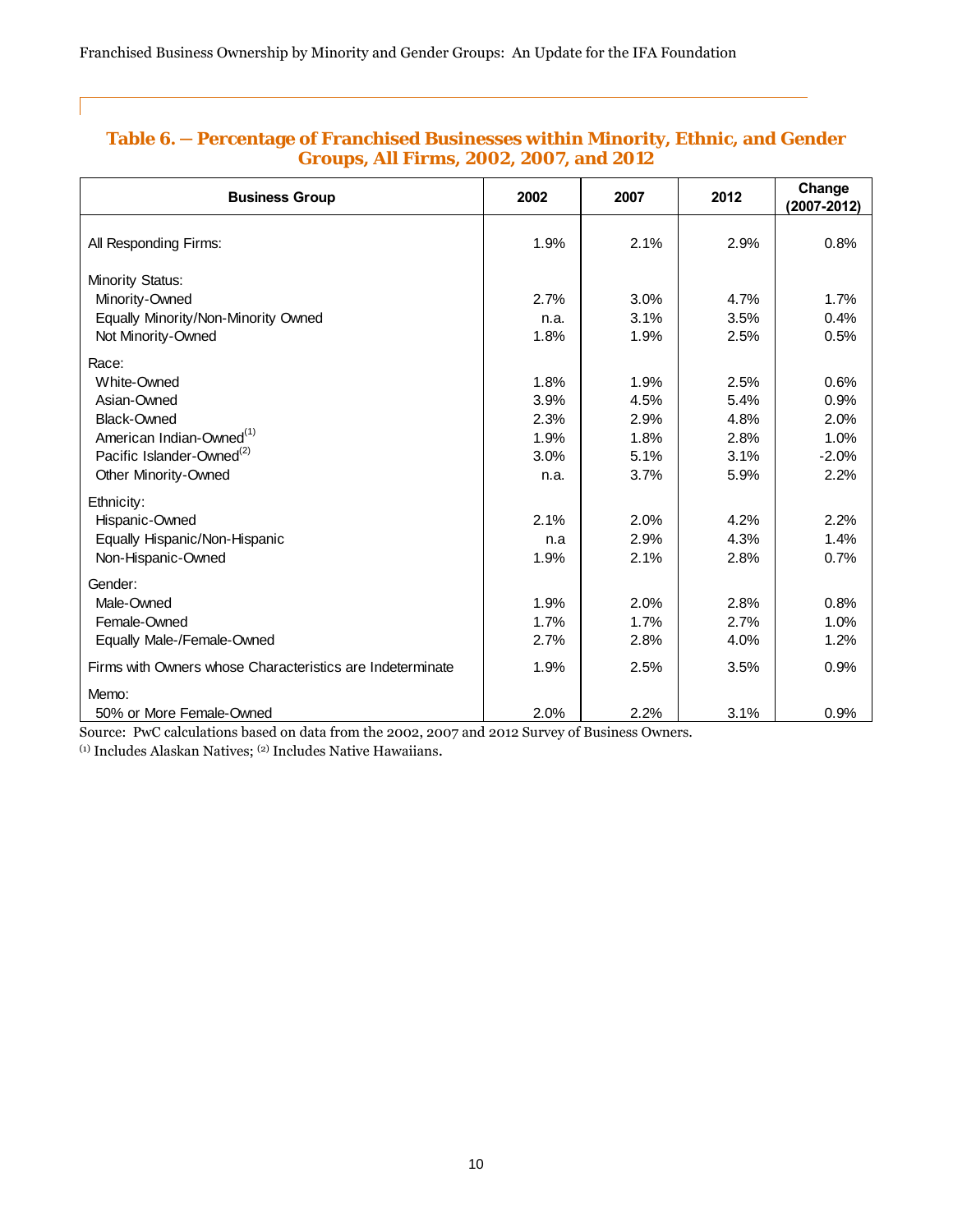**Table 6. — Percentage of Franchised Businesses within Minority, Ethnic, and Gender Groups, All Firms, 2002, 2007, and 2012**

| Business Group | 2002 | 2007 | 2012 | Change (2007-2012) |
|---|---|---|---|---|
| All Responding Firms: | 1.9% | 2.1% | 2.9% | 0.8% |
| Minority Status: | | | | |
| Minority-Owned | 2.7% | 3.0% | 4.7% | 1.7% |
| Equally Minority/Non-Minority Owned | n.a. | 3.1% | 3.5% | 0.4% |
| Not Minority-Owned | 1.8% | 1.9% | 2.5% | 0.5% |
| Race: | | | | |
| White-Owned | 1.8% | 1.9% | 2.5% | 0.6% |
| Asian-Owned | 3.9% | 4.5% | 5.4% | 0.9% |
| Black-Owned | 2.3% | 2.9% | 4.8% | 2.0% |
| American Indian-Owned(1) | 1.9% | 1.8% | 2.8% | 1.0% |
| Pacific Islander-Owned(2) | 3.0% | 5.1% | 3.1% | -2.0% |
| Other Minority-Owned | n.a. | 3.7% | 5.9% | 2.2% |
| Ethnicity: | | | | |
| Hispanic-Owned | 2.1% | 2.0% | 4.2% | 2.2% |
| Equally Hispanic/Non-Hispanic | n.a | 2.9% | 4.3% | 1.4% |
| Non-Hispanic-Owned | 1.9% | 2.1% | 2.8% | 0.7% |
| Gender: | | | | |
| Male-Owned | 1.9% | 2.0% | 2.8% | 0.8% |
| Female-Owned | 1.7% | 1.7% | 2.7% | 1.0% |
| Equally Male-/Female-Owned | 2.7% | 2.8% | 4.0% | 1.2% |
| Firms with Owners whose Characteristics are Indeterminate | 1.9% | 2.5% | 3.5% | 0.9% |
| Memo: | | | | |
| 50% or More Female-Owned | 2.0% | 2.2% | 3.1% | 0.9% |

Source: PwC calculations based on data from the 2002, 2007 and 2012 Survey of Business Owners.

(1) Includes Alaskan Natives; (2) Includes Native Hawaiians.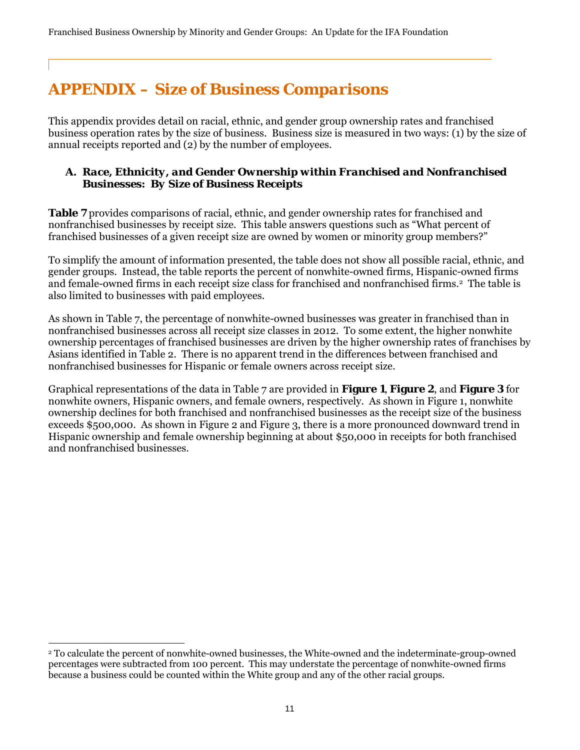# APPENDIX – Size of Business Comparisons

This appendix provides detail on racial, ethnic, and gender group ownership rates and franchised business operation rates by the size of business. Business size is measured in two ways: (1) by the size of annual receipts reported and (2) by the number of employees.

### A. *Race, Ethnicity, and Gender Ownership within Franchised and Nonfranchised Businesses: By Size of Business Receipts*

**Table 7** provides comparisons of racial, ethnic, and gender ownership rates for franchised and nonfranchised businesses by receipt size. This table answers questions such as "What percent of franchised businesses of a given receipt size are owned by women or minority group members?"

To simplify the amount of information presented, the table does not show all possible racial, ethnic, and gender groups. Instead, the table reports the percent of nonwhite-owned firms, Hispanic-owned firms and female-owned firms in each receipt size class for franchised and nonfranchised firms.[2] The table is also limited to businesses with paid employees.

As shown in Table 7, the percentage of nonwhite-owned businesses was greater in franchised than in nonfranchised businesses across all receipt size classes in 2012. To some extent, the higher nonwhite ownership percentages of franchised businesses are driven by the higher ownership rates of franchises by Asians identified in Table 2. There is no apparent trend in the differences between franchised and nonfranchised businesses for Hispanic or female owners across receipt size.

Graphical representations of the data in Table 7 are provided in **Figure 1**, **Figure 2**, and **Figure 3** for nonwhite owners, Hispanic owners, and female owners, respectively. As shown in Figure 1, nonwhite ownership declines for both franchised and nonfranchised businesses as the receipt size of the business exceeds \$500,000. As shown in Figure 2 and Figure 3, there is a more pronounced downward trend in Hispanic ownership and female ownership beginning at about \$50,000 in receipts for both franchised and nonfranchised businesses.

---

[2] To calculate the percent of nonwhite-owned businesses, the White-owned and the indeterminate-group-owned percentages were subtracted from 100 percent. This may understate the percentage of nonwhite-owned firms because a business could be counted within the White group and any of the other racial groups.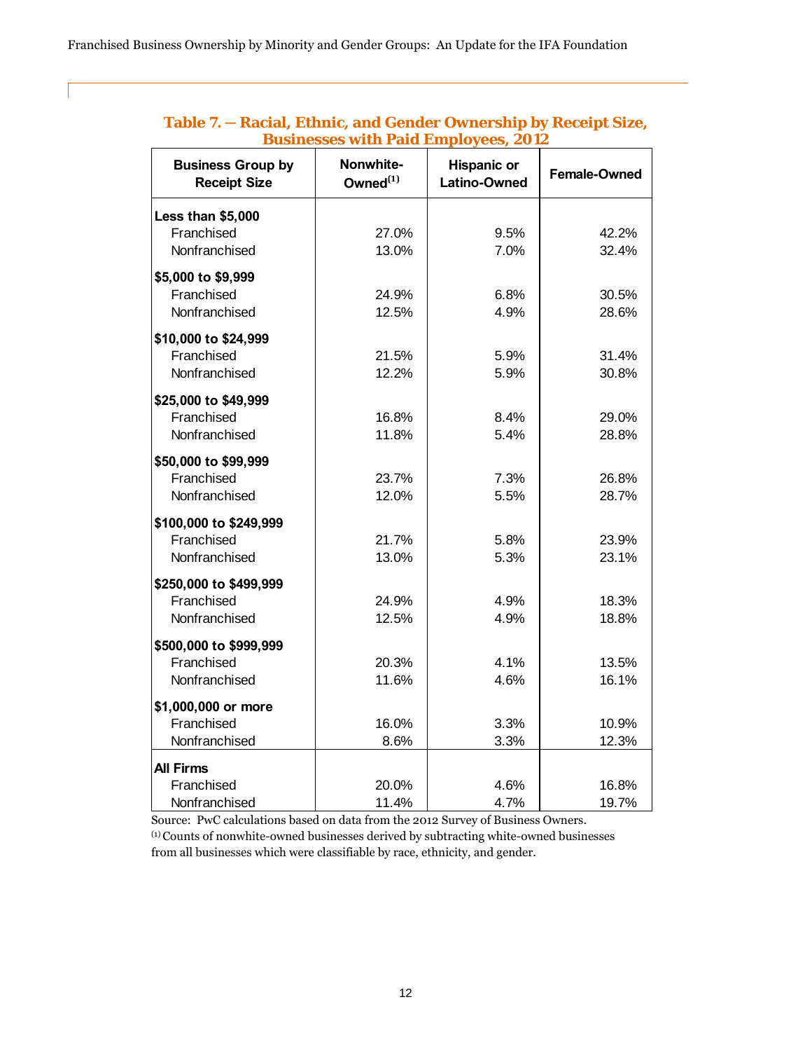**Table 7. — Racial, Ethnic, and Gender Ownership by Receipt Size, Businesses with Paid Employees, 2012**

| Business Group by Receipt Size | Nonwhite-Owned[(1)] | Hispanic or Latino-Owned | Female-Owned |
|---|---|---|---|
| **Less than $5,000** | | | |
| Franchised | 27.0% | 9.5% | 42.2% |
| Nonfranchised | 13.0% | 7.0% | 32.4% |
| **$5,000 to $9,999** | | | |
| Franchised | 24.9% | 6.8% | 30.5% |
| Nonfranchised | 12.5% | 4.9% | 28.6% |
| **$10,000 to $24,999** | | | |
| Franchised | 21.5% | 5.9% | 31.4% |
| Nonfranchised | 12.2% | 5.9% | 30.8% |
| **$25,000 to $49,999** | | | |
| Franchised | 16.8% | 8.4% | 29.0% |
| Nonfranchised | 11.8% | 5.4% | 28.8% |
| **$50,000 to $99,999** | | | |
| Franchised | 23.7% | 7.3% | 26.8% |
| Nonfranchised | 12.0% | 5.5% | 28.7% |
| **$100,000 to $249,999** | | | |
| Franchised | 21.7% | 5.8% | 23.9% |
| Nonfranchised | 13.0% | 5.3% | 23.1% |
| **$250,000 to $499,999** | | | |
| Franchised | 24.9% | 4.9% | 18.3% |
| Nonfranchised | 12.5% | 4.9% | 18.8% |
| **$500,000 to $999,999** | | | |
| Franchised | 20.3% | 4.1% | 13.5% |
| Nonfranchised | 11.6% | 4.6% | 16.1% |
| **$1,000,000 or more** | | | |
| Franchised | 16.0% | 3.3% | 10.9% |
| Nonfranchised | 8.6% | 3.3% | 12.3% |
| **All Firms** | | | |
| Franchised | 20.0% | 4.6% | 16.8% |
| Nonfranchised | 11.4% | 4.7% | 19.7% |

Source: PwC calculations based on data from the 2012 Survey of Business Owners.

[(1)] Counts of nonwhite-owned businesses derived by subtracting white-owned businesses from all businesses which were classifiable by race, ethnicity, and gender.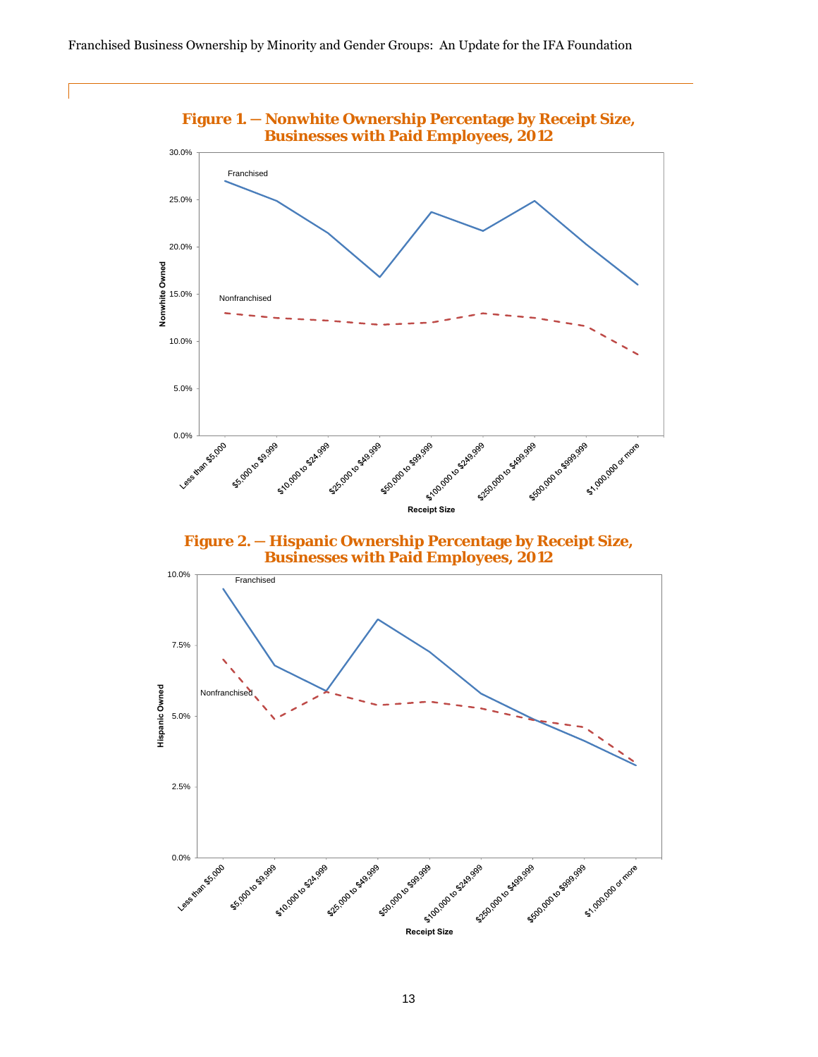**Figure 1. — Nonwhite Ownership Percentage by Receipt Size, Businesses with Paid Employees, 2012**

**Figure 2. — Hispanic Ownership Percentage by Receipt Size, Businesses with Paid Employees, 2012**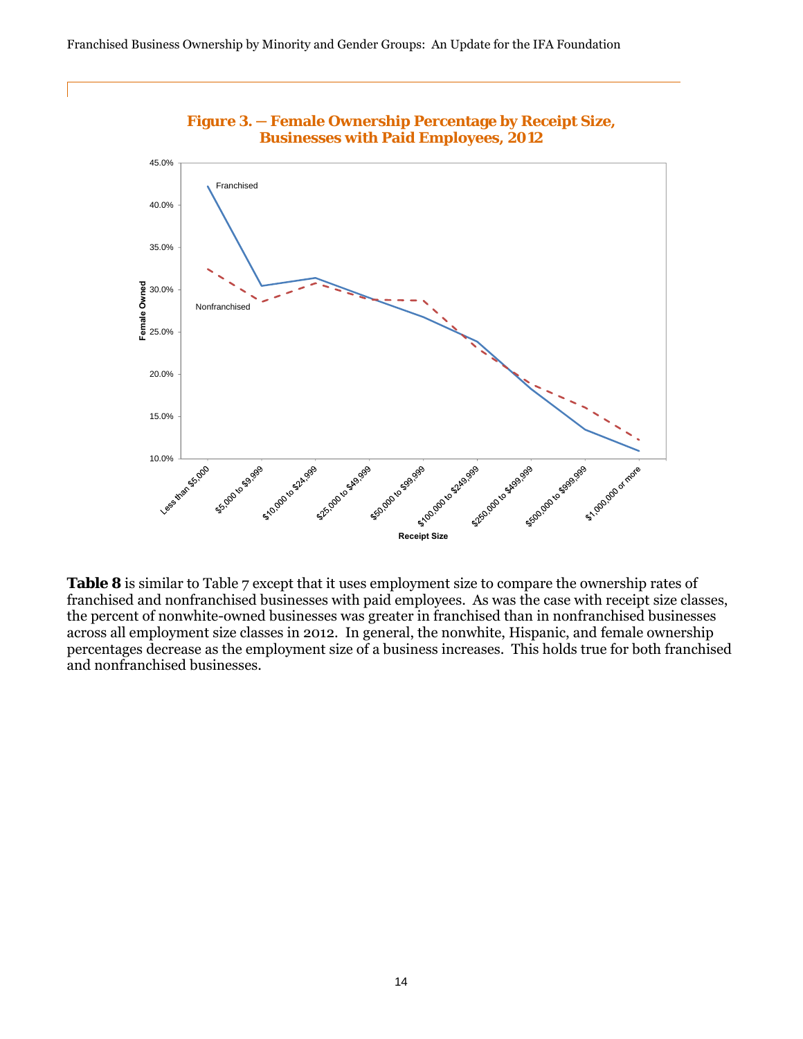**Figure 3. — Female Ownership Percentage by Receipt Size, Businesses with Paid Employees, 2012**

**Table 8** is similar to Table 7 except that it uses employment size to compare the ownership rates of franchised and nonfranchised businesses with paid employees. As was the case with receipt size classes, the percent of nonwhite-owned businesses was greater in franchised than in nonfranchised businesses across all employment size classes in 2012. In general, the nonwhite, Hispanic, and female ownership percentages decrease as the employment size of a business increases. This holds true for both franchised and nonfranchised businesses.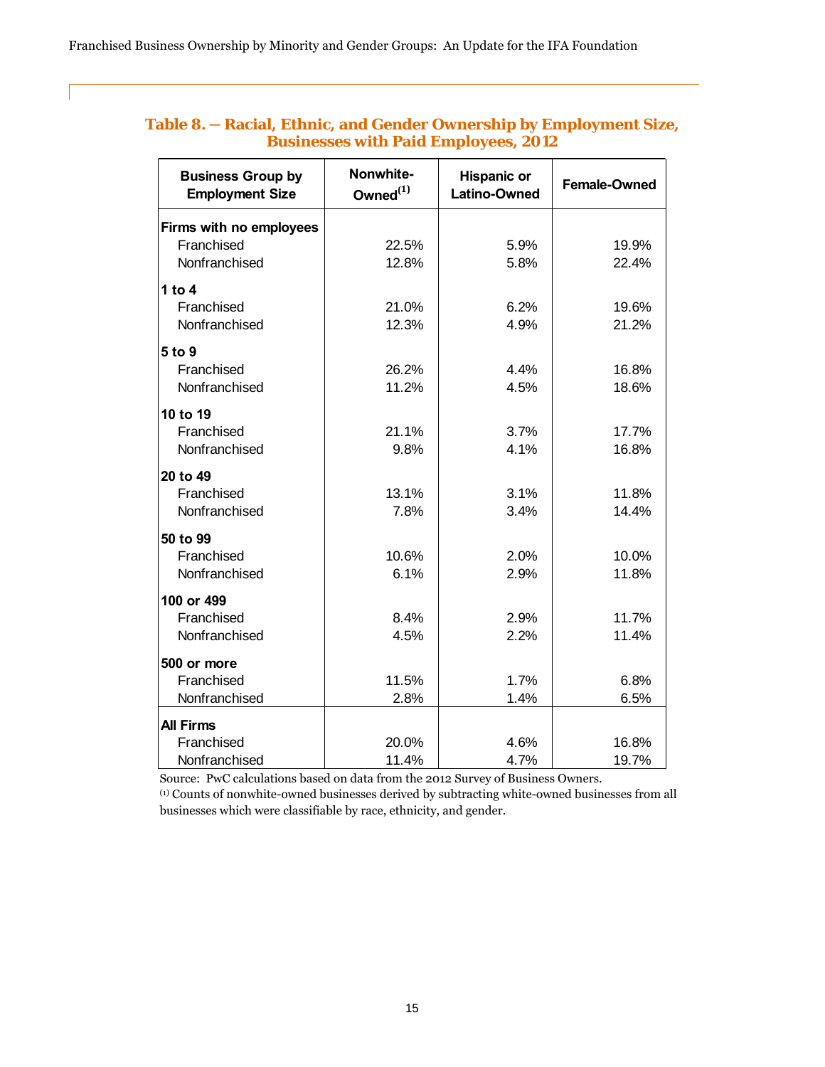**Table 8. — Racial, Ethnic, and Gender Ownership by Employment Size, Businesses with Paid Employees, 2012**

| Business Group by Employment Size | Nonwhite-Owned[1] | Hispanic or Latino-Owned | Female-Owned |
|---|---|---|---|
| **Firms with no employees** | | | |
| Franchised | 22.5% | 5.9% | 19.9% |
| Nonfranchised | 12.8% | 5.8% | 22.4% |
| **1 to 4** | | | |
| Franchised | 21.0% | 6.2% | 19.6% |
| Nonfranchised | 12.3% | 4.9% | 21.2% |
| **5 to 9** | | | |
| Franchised | 26.2% | 4.4% | 16.8% |
| Nonfranchised | 11.2% | 4.5% | 18.6% |
| **10 to 19** | | | |
| Franchised | 21.1% | 3.7% | 17.7% |
| Nonfranchised | 9.8% | 4.1% | 16.8% |
| **20 to 49** | | | |
| Franchised | 13.1% | 3.1% | 11.8% |
| Nonfranchised | 7.8% | 3.4% | 14.4% |
| **50 to 99** | | | |
| Franchised | 10.6% | 2.0% | 10.0% |
| Nonfranchised | 6.1% | 2.9% | 11.8% |
| **100 or 499** | | | |
| Franchised | 8.4% | 2.9% | 11.7% |
| Nonfranchised | 4.5% | 2.2% | 11.4% |
| **500 or more** | | | |
| Franchised | 11.5% | 1.7% | 6.8% |
| Nonfranchised | 2.8% | 1.4% | 6.5% |
| **All Firms** | | | |
| Franchised | 20.0% | 4.6% | 16.8% |
| Nonfranchised | 11.4% | 4.7% | 19.7% |

Source: PwC calculations based on data from the 2012 Survey of Business Owners.

[1] Counts of nonwhite-owned businesses derived by subtracting white-owned businesses from all businesses which were classifiable by race, ethnicity, and gender.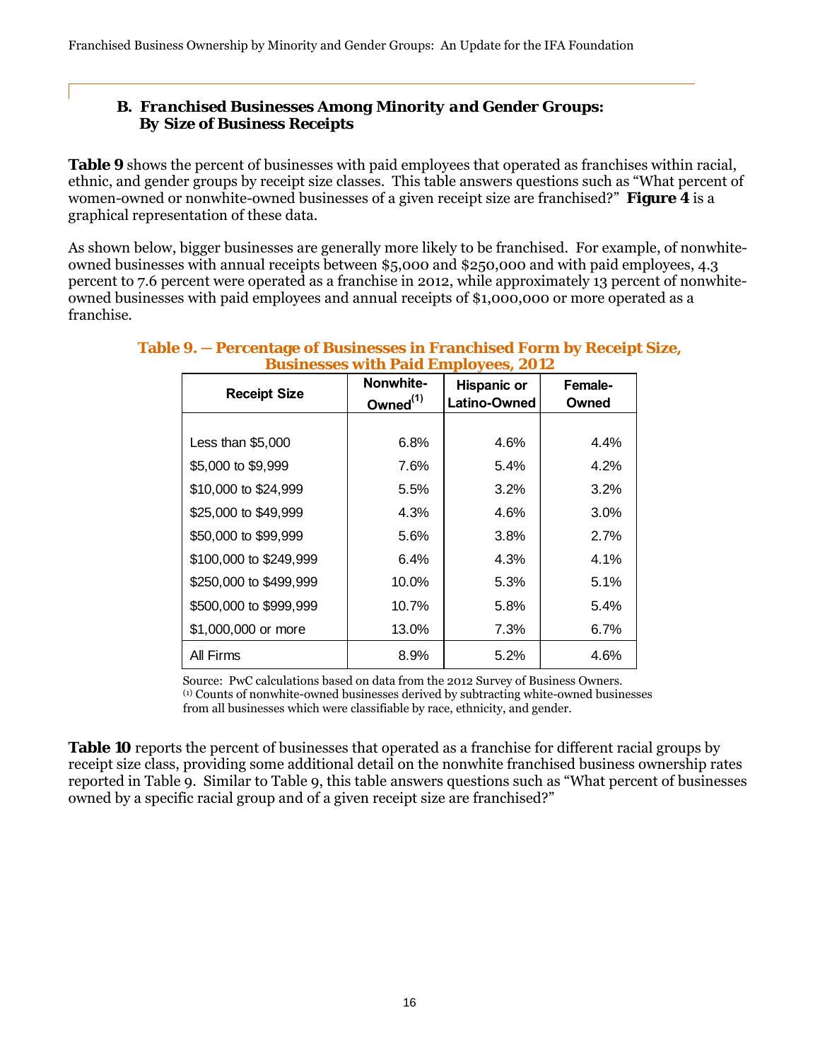### B. *Franchised Businesses Among Minority and Gender Groups: By Size of Business Receipts*

**Table 9** shows the percent of businesses with paid employees that operated as franchises within racial, ethnic, and gender groups by receipt size classes. This table answers questions such as "What percent of women-owned or nonwhite-owned businesses of a given receipt size are franchised?" **Figure 4** is a graphical representation of these data.

As shown below, bigger businesses are generally more likely to be franchised. For example, of nonwhite-owned businesses with annual receipts between $5,000 and $250,000 and with paid employees, 4.3 percent to 7.6 percent were operated as a franchise in 2012, while approximately 13 percent of nonwhite-owned businesses with paid employees and annual receipts of $1,000,000 or more operated as a franchise.

**Table 9. — Percentage of Businesses in Franchised Form by Receipt Size, Businesses with Paid Employees, 2012**

| Receipt Size | Nonwhite-Owned(1) | Hispanic or Latino-Owned | Female-Owned |
|---|---|---|---|
| Less than $5,000 | 6.8% | 4.6% | 4.4% |
| $5,000 to $9,999 | 7.6% | 5.4% | 4.2% |
| $10,000 to $24,999 | 5.5% | 3.2% | 3.2% |
| $25,000 to $49,999 | 4.3% | 4.6% | 3.0% |
| $50,000 to $99,999 | 5.6% | 3.8% | 2.7% |
| $100,000 to $249,999 | 6.4% | 4.3% | 4.1% |
| $250,000 to $499,999 | 10.0% | 5.3% | 5.1% |
| $500,000 to $999,999 | 10.7% | 5.8% | 5.4% |
| $1,000,000 or more | 13.0% | 7.3% | 6.7% |
| All Firms | 8.9% | 5.2% | 4.6% |

Source: PwC calculations based on data from the 2012 Survey of Business Owners.
(1) Counts of nonwhite-owned businesses derived by subtracting white-owned businesses from all businesses which were classifiable by race, ethnicity, and gender.

**Table 10** reports the percent of businesses that operated as a franchise for different racial groups by receipt size class, providing some additional detail on the nonwhite franchised business ownership rates reported in Table 9. Similar to Table 9, this table answers questions such as "What percent of businesses owned by a specific racial group and of a given receipt size are franchised?"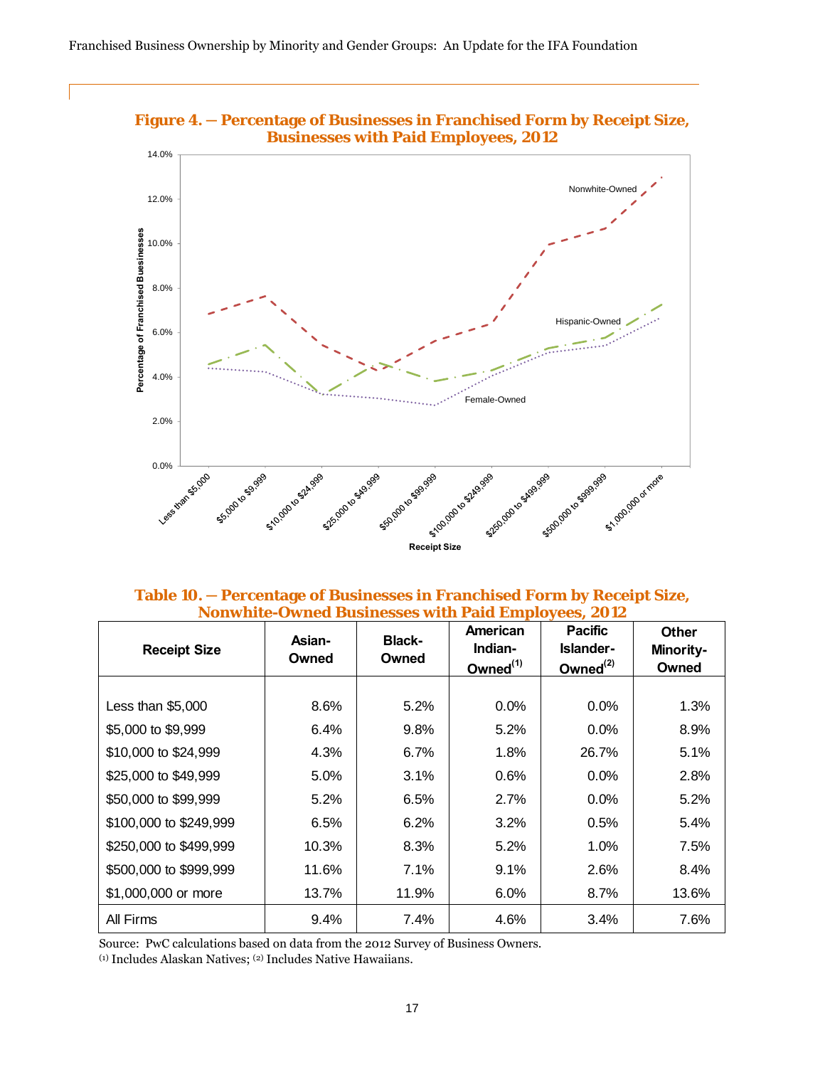**Figure 4. — Percentage of Businesses in Franchised Form by Receipt Size, Businesses with Paid Employees, 2012**

**Table 10. — Percentage of Businesses in Franchised Form by Receipt Size, Nonwhite-Owned Businesses with Paid Employees, 2012**

| Receipt Size | Asian-Owned | Black-Owned | American Indian-Owned(1) | Pacific Islander-Owned(2) | Other Minority-Owned |
|---|---|---|---|---|---|
| Less than $5,000 | 8.6% | 5.2% | 0.0% | 0.0% | 1.3% |
| $5,000 to $9,999 | 6.4% | 9.8% | 5.2% | 0.0% | 8.9% |
| $10,000 to $24,999 | 4.3% | 6.7% | 1.8% | 26.7% | 5.1% |
| $25,000 to $49,999 | 5.0% | 3.1% | 0.6% | 0.0% | 2.8% |
| $50,000 to $99,999 | 5.2% | 6.5% | 2.7% | 0.0% | 5.2% |
| $100,000 to $249,999 | 6.5% | 6.2% | 3.2% | 0.5% | 5.4% |
| $250,000 to $499,999 | 10.3% | 8.3% | 5.2% | 1.0% | 7.5% |
| $500,000 to $999,999 | 11.6% | 7.1% | 9.1% | 2.6% | 8.4% |
| $1,000,000 or more | 13.7% | 11.9% | 6.0% | 8.7% | 13.6% |
| All Firms | 9.4% | 7.4% | 4.6% | 3.4% | 7.6% |

Source: PwC calculations based on data from the 2012 Survey of Business Owners.
(1) Includes Alaskan Natives; (2) Includes Native Hawaiians.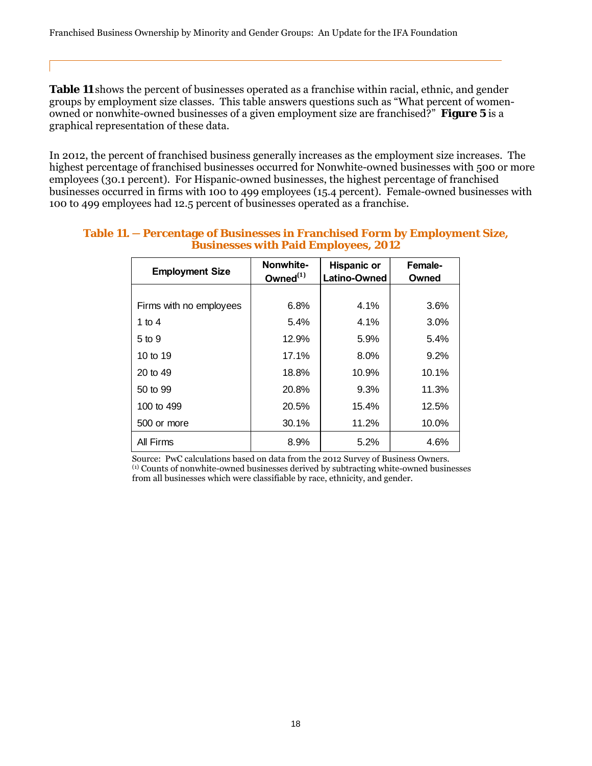**Table 11** shows the percent of businesses operated as a franchise within racial, ethnic, and gender groups by employment size classes. This table answers questions such as "What percent of women-owned or nonwhite-owned businesses of a given employment size are franchised?" **Figure 5** is a graphical representation of these data.

In 2012, the percent of franchised business generally increases as the employment size increases. The highest percentage of franchised businesses occurred for Nonwhite-owned businesses with 500 or more employees (30.1 percent). For Hispanic-owned businesses, the highest percentage of franchised businesses occurred in firms with 100 to 499 employees (15.4 percent). Female-owned businesses with 100 to 499 employees had 12.5 percent of businesses operated as a franchise.

**Table 11. — Percentage of Businesses in Franchised Form by Employment Size, Businesses with Paid Employees, 2012**

| Employment Size | Nonwhite-Owned(1) | Hispanic or Latino-Owned | Female-Owned |
|---|---|---|---|
| Firms with no employees | 6.8% | 4.1% | 3.6% |
| 1 to 4 | 5.4% | 4.1% | 3.0% |
| 5 to 9 | 12.9% | 5.9% | 5.4% |
| 10 to 19 | 17.1% | 8.0% | 9.2% |
| 20 to 49 | 18.8% | 10.9% | 10.1% |
| 50 to 99 | 20.8% | 9.3% | 11.3% |
| 100 to 499 | 20.5% | 15.4% | 12.5% |
| 500 or more | 30.1% | 11.2% | 10.0% |
| All Firms | 8.9% | 5.2% | 4.6% |

Source: PwC calculations based on data from the 2012 Survey of Business Owners.
(1) Counts of nonwhite-owned businesses derived by subtracting white-owned businesses from all businesses which were classifiable by race, ethnicity, and gender.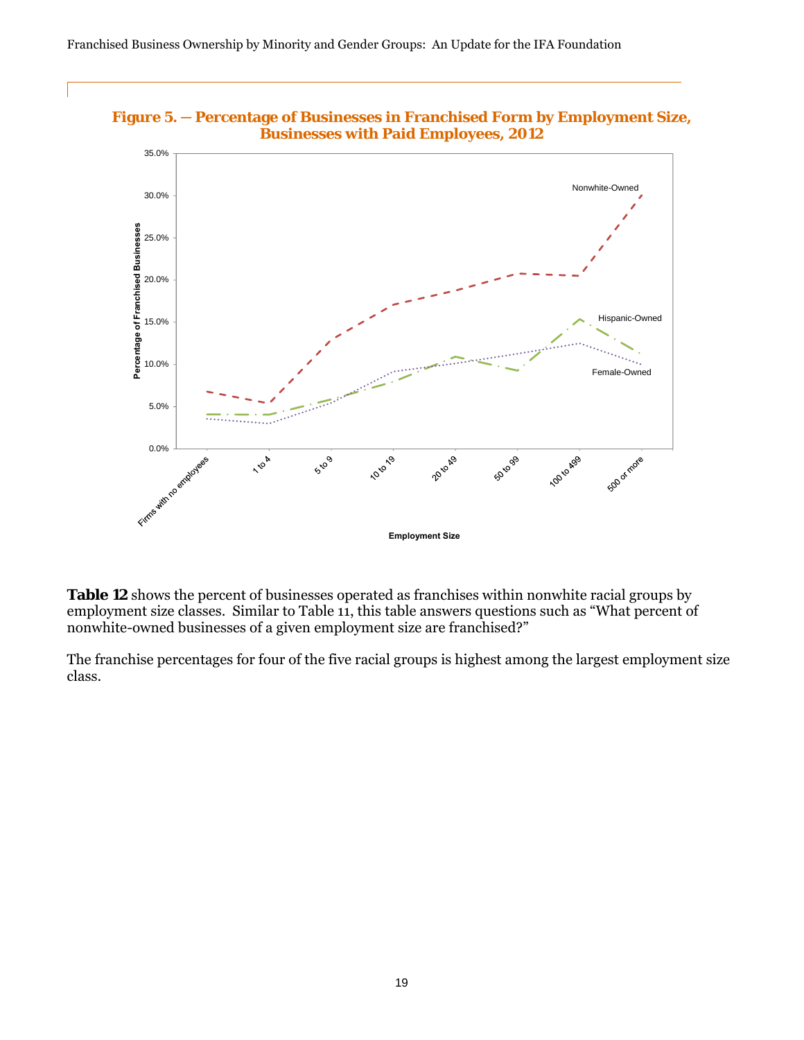**Figure 5. — Percentage of Businesses in Franchised Form by Employment Size, Businesses with Paid Employees, 2012**

**Table 12** shows the percent of businesses operated as franchises within nonwhite racial groups by employment size classes. Similar to Table 11, this table answers questions such as "What percent of nonwhite-owned businesses of a given employment size are franchised?"

The franchise percentages for four of the five racial groups is highest among the largest employment size class.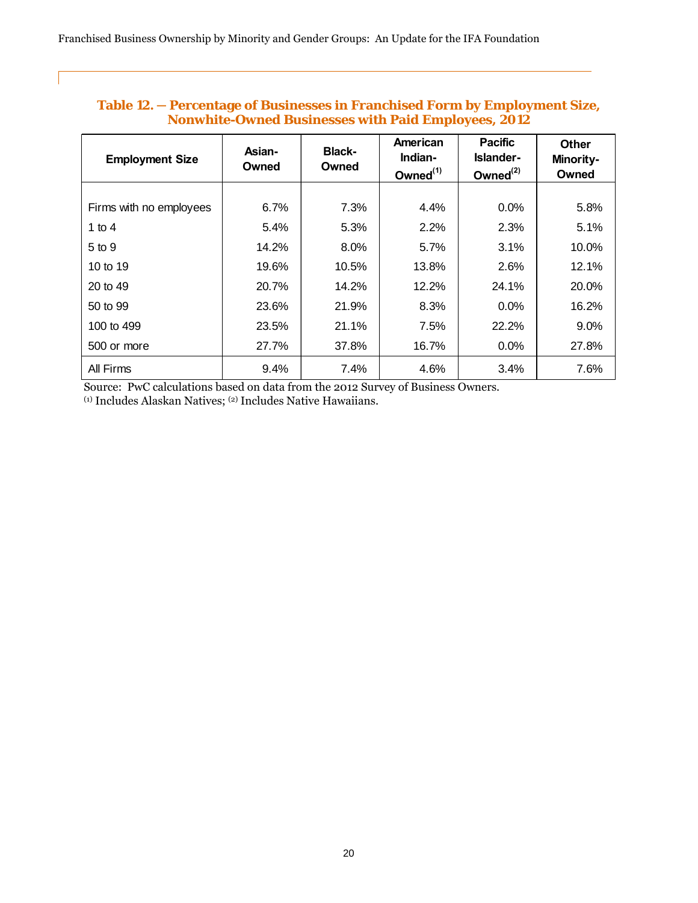**Table 12. — Percentage of Businesses in Franchised Form by Employment Size, Nonwhite-Owned Businesses with Paid Employees, 2012**

| Employment Size | Asian-Owned | Black-Owned | American Indian-Owned[1] | Pacific Islander-Owned[2] | Other Minority-Owned |
|---|---|---|---|---|---|
| Firms with no employees | 6.7% | 7.3% | 4.4% | 0.0% | 5.8% |
| 1 to 4 | 5.4% | 5.3% | 2.2% | 2.3% | 5.1% |
| 5 to 9 | 14.2% | 8.0% | 5.7% | 3.1% | 10.0% |
| 10 to 19 | 19.6% | 10.5% | 13.8% | 2.6% | 12.1% |
| 20 to 49 | 20.7% | 14.2% | 12.2% | 24.1% | 20.0% |
| 50 to 99 | 23.6% | 21.9% | 8.3% | 0.0% | 16.2% |
| 100 to 499 | 23.5% | 21.1% | 7.5% | 22.2% | 9.0% |
| 500 or more | 27.7% | 37.8% | 16.7% | 0.0% | 27.8% |
| All Firms | 9.4% | 7.4% | 4.6% | 3.4% | 7.6% |

Source: PwC calculations based on data from the 2012 Survey of Business Owners.

[1] Includes Alaskan Natives; [2] Includes Native Hawaiians.